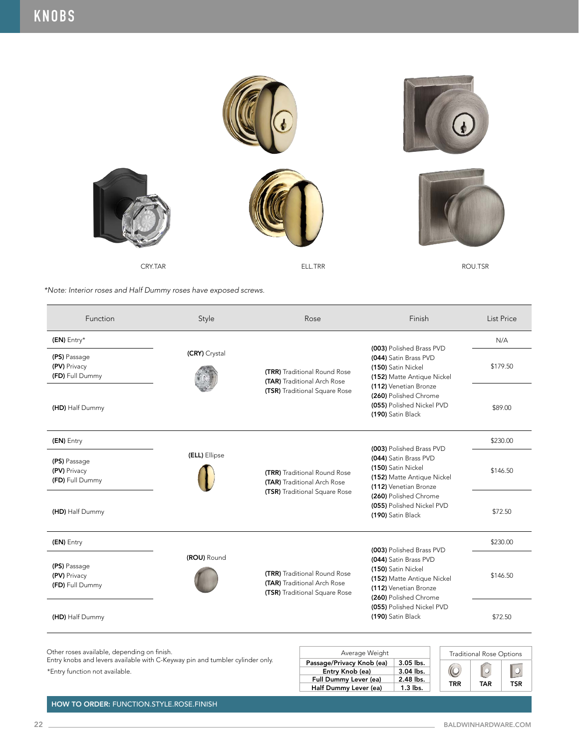# KNOBS

CRY.TAR

ELL.TRR

ROU.TSR

*\*Note: Interior roses and Half Dummy roses have exposed screws.*

| Function | Style | Rose | Finish | List Price |
|---|---|---|---|---|
| **(EN)** Entry* | **(CRY)** Crystal | **(TRR)** Traditional Round Rose<br>**(TAR)** Traditional Arch Rose<br>**(TSR)** Traditional Square Rose | **(003)** Polished Brass PVD<br>**(044)** Satin Brass PVD<br>**(150)** Satin Nickel<br>**(152)** Matte Antique Nickel<br>**(112)** Venetian Bronze<br>**(260)** Polished Chrome<br>**(055)** Polished Nickel PVD<br>**(190)** Satin Black | N/A |
| **(PS)** Passage<br>**(PV)** Privacy<br>**(FD)** Full Dummy | | | | $179.50 |
| **(HD)** Half Dummy | | | | $89.00 |
| **(EN)** Entry | **(ELL)** Ellipse | **(TRR)** Traditional Round Rose<br>**(TAR)** Traditional Arch Rose<br>**(TSR)** Traditional Square Rose | **(003)** Polished Brass PVD<br>**(044)** Satin Brass PVD<br>**(150)** Satin Nickel<br>**(152)** Matte Antique Nickel<br>**(112)** Venetian Bronze<br>**(260)** Polished Chrome<br>**(055)** Polished Nickel PVD<br>**(190)** Satin Black | $230.00 |
| **(PS)** Passage<br>**(PV)** Privacy<br>**(FD)** Full Dummy | | | | $146.50 |
| **(HD)** Half Dummy | | | | $72.50 |
| **(EN)** Entry | **(ROU)** Round | **(TRR)** Traditional Round Rose<br>**(TAR)** Traditional Arch Rose<br>**(TSR)** Traditional Square Rose | **(003)** Polished Brass PVD<br>**(044)** Satin Brass PVD<br>**(150)** Satin Nickel<br>**(152)** Matte Antique Nickel<br>**(112)** Venetian Bronze<br>**(260)** Polished Chrome<br>**(055)** Polished Nickel PVD<br>**(190)** Satin Black | $230.00 |
| **(PS)** Passage<br>**(PV)** Privacy<br>**(FD)** Full Dummy | | | | $146.50 |
| **(HD)** Half Dummy | | | | $72.50 |

Other roses available, depending on finish.
Entry knobs and levers available with C-Keyway pin and tumbler cylinder only.

*Entry function not available.

| Average Weight | |
|---|---|
| **Passage/Privacy Knob (ea)** | **3.05 lbs.** |
| **Entry Knob (ea)** | **3.04 lbs.** |
| **Full Dummy Lever (ea)** | **2.48 lbs.** |
| **Half Dummy Lever (ea)** | **1.3 lbs.** |

| Traditional Rose Options | | |
|---|---|---|
| **TRR** | **TAR** | **TSR** |

**HOW TO ORDER:** FUNCTION.STYLE.ROSE.FINISH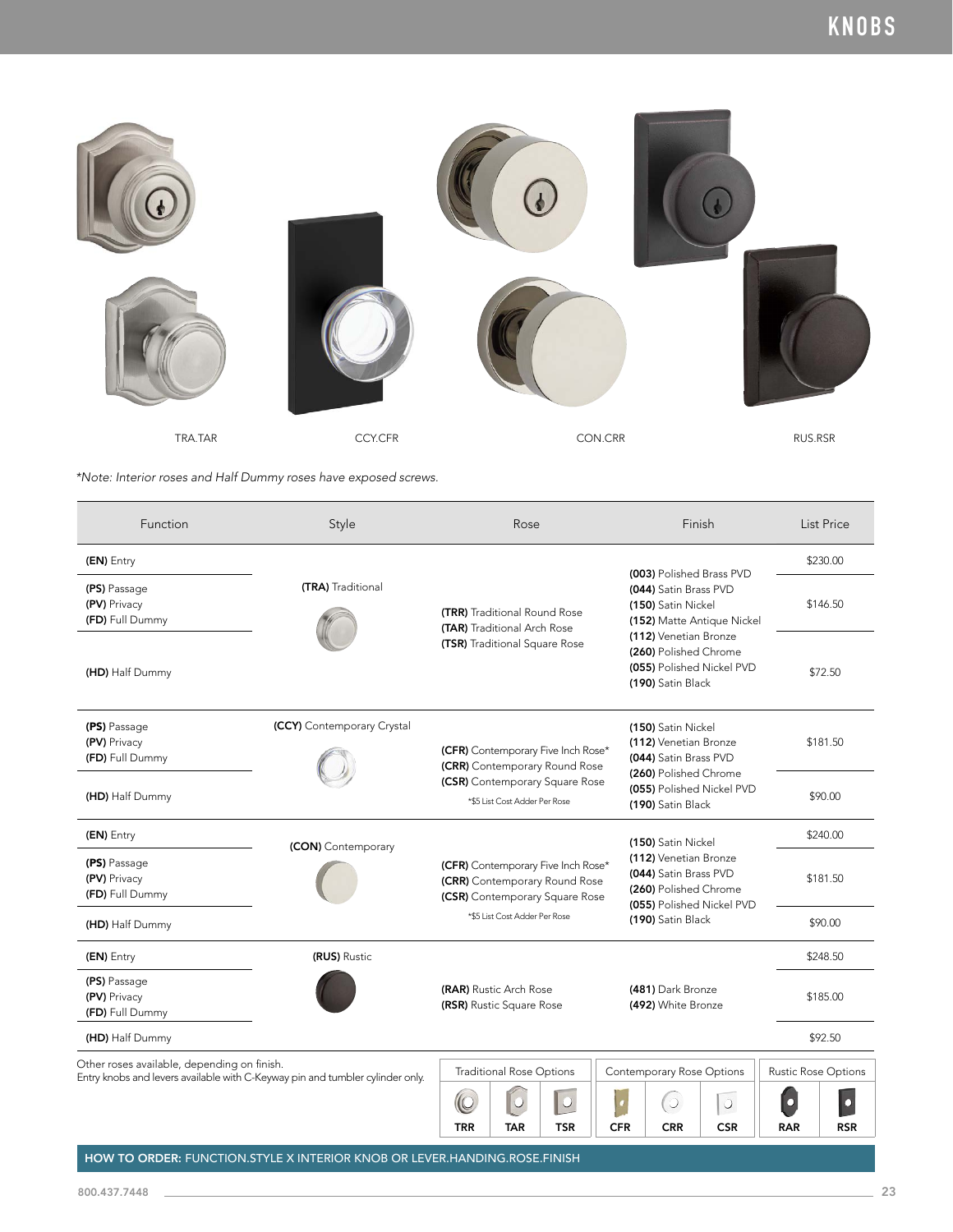# KNOBS

TRA.TAR

CCY.CFR

CON.CRR

RUS.RSR

*Note: Interior roses and Half Dummy roses have exposed screws.*

| Function | Style | Rose | Finish | List Price |
|---|---|---|---|---|
| **(EN)** Entry | **(TRA)** Traditional | **(TRR)** Traditional Round Rose<br>**(TAR)** Traditional Arch Rose<br>**(TSR)** Traditional Square Rose | **(003)** Polished Brass PVD<br>**(044)** Satin Brass PVD<br>**(150)** Satin Nickel<br>**(152)** Matte Antique Nickel<br>**(112)** Venetian Bronze<br>**(260)** Polished Chrome<br>**(055)** Polished Nickel PVD<br>**(190)** Satin Black | $230.00 |
| **(PS)** Passage<br>**(PV)** Privacy<br>**(FD)** Full Dummy | | | | $146.50 |
| **(HD)** Half Dummy | | | | $72.50 |
| **(PS)** Passage<br>**(PV)** Privacy<br>**(FD)** Full Dummy | **(CCY)** Contemporary Crystal | **(CFR)** Contemporary Five Inch Rose*<br>**(CRR)** Contemporary Round Rose<br>**(CSR)** Contemporary Square Rose<br>*$5 List Cost Adder Per Rose | **(150)** Satin Nickel<br>**(112)** Venetian Bronze<br>**(044)** Satin Brass PVD<br>**(260)** Polished Chrome<br>**(055)** Polished Nickel PVD<br>**(190)** Satin Black | $181.50 |
| **(HD)** Half Dummy | | | | $90.00 |
| **(EN)** Entry | **(CON)** Contemporary | **(CFR)** Contemporary Five Inch Rose*<br>**(CRR)** Contemporary Round Rose<br>**(CSR)** Contemporary Square Rose<br>*$5 List Cost Adder Per Rose | **(150)** Satin Nickel<br>**(112)** Venetian Bronze<br>**(044)** Satin Brass PVD<br>**(260)** Polished Chrome<br>**(055)** Polished Nickel PVD<br>**(190)** Satin Black | $240.00 |
| **(PS)** Passage<br>**(PV)** Privacy<br>**(FD)** Full Dummy | | | | $181.50 |
| **(HD)** Half Dummy | | | | $90.00 |
| **(EN)** Entry | **(RUS)** Rustic | **(RAR)** Rustic Arch Rose<br>**(RSR)** Rustic Square Rose | **(481)** Dark Bronze<br>**(492)** White Bronze | $248.50 |
| **(PS)** Passage<br>**(PV)** Privacy<br>**(FD)** Full Dummy | | | | $185.00 |
| **(HD)** Half Dummy | | | | $92.50 |

Other roses available, depending on finish.
Entry knobs and levers available with C-Keyway pin and tumbler cylinder only.

| Traditional Rose Options | | | Contemporary Rose Options | | | Rustic Rose Options | |
|---|---|---|---|---|---|---|---|
| TRR | TAR | TSR | CFR | CRR | CSR | RAR | RSR |

**HOW TO ORDER:** FUNCTION.STYLE X INTERIOR KNOB OR LEVER.HANDING.ROSE.FINISH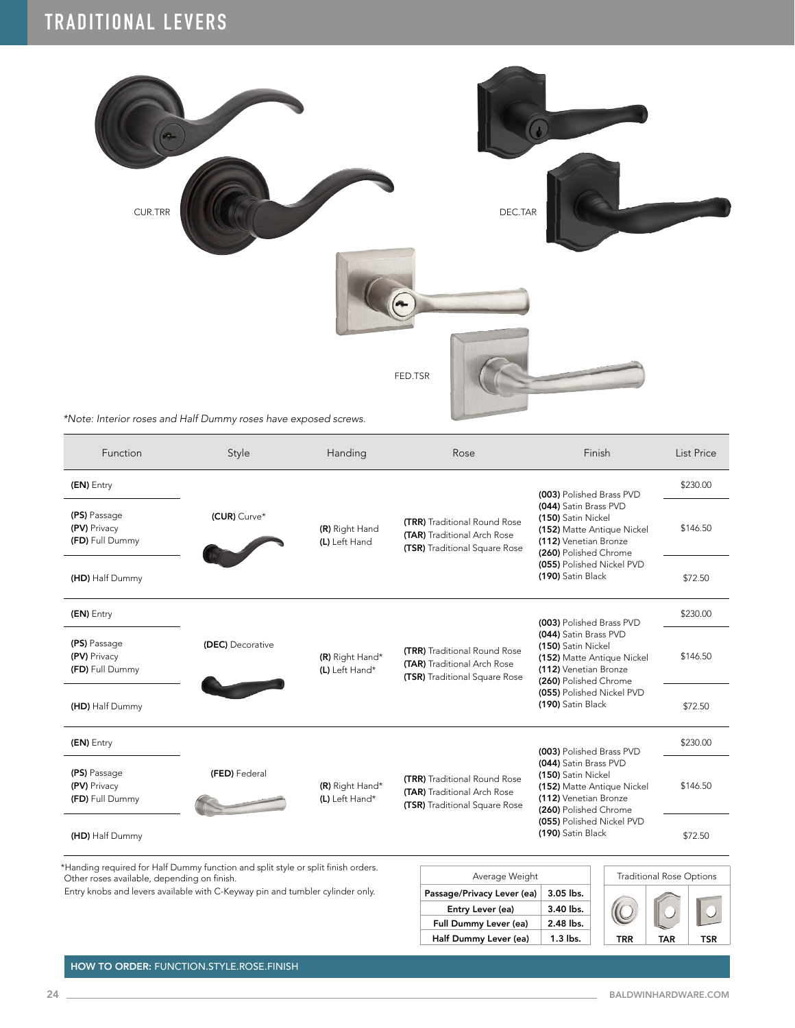# TRADITIONAL LEVERS

CUR.TRR

DEC.TAR

FED.TSR

*\*Note: Interior roses and Half Dummy roses have exposed screws.*

| Function | Style | Handing | Rose | Finish | List Price |
|---|---|---|---|---|---|
| **(EN)** Entry | **(CUR)** Curve* | **(R)** Right Hand<br>**(L)** Left Hand | **(TRR)** Traditional Round Rose<br>**(TAR)** Traditional Arch Rose<br>**(TSR)** Traditional Square Rose | **(003)** Polished Brass PVD<br>**(044)** Satin Brass PVD<br>**(150)** Satin Nickel<br>**(152)** Matte Antique Nickel<br>**(112)** Venetian Bronze<br>**(260)** Polished Chrome<br>**(055)** Polished Nickel PVD<br>**(190)** Satin Black | $230.00 |
| **(PS)** Passage<br>**(PV)** Privacy<br>**(FD)** Full Dummy | | | | | $146.50 |
| **(HD)** Half Dummy | | | | | $72.50 |
| **(EN)** Entry | **(DEC)** Decorative | **(R)** Right Hand*<br>**(L)** Left Hand* | **(TRR)** Traditional Round Rose<br>**(TAR)** Traditional Arch Rose<br>**(TSR)** Traditional Square Rose | **(003)** Polished Brass PVD<br>**(044)** Satin Brass PVD<br>**(150)** Satin Nickel<br>**(152)** Matte Antique Nickel<br>**(112)** Venetian Bronze<br>**(260)** Polished Chrome<br>**(055)** Polished Nickel PVD<br>**(190)** Satin Black | $230.00 |
| **(PS)** Passage<br>**(PV)** Privacy<br>**(FD)** Full Dummy | | | | | $146.50 |
| **(HD)** Half Dummy | | | | | $72.50 |
| **(EN)** Entry | **(FED)** Federal | **(R)** Right Hand*<br>**(L)** Left Hand* | **(TRR)** Traditional Round Rose<br>**(TAR)** Traditional Arch Rose<br>**(TSR)** Traditional Square Rose | **(003)** Polished Brass PVD<br>**(044)** Satin Brass PVD<br>**(150)** Satin Nickel<br>**(152)** Matte Antique Nickel<br>**(112)** Venetian Bronze<br>**(260)** Polished Chrome<br>**(055)** Polished Nickel PVD<br>**(190)** Satin Black | $230.00 |
| **(PS)** Passage<br>**(PV)** Privacy<br>**(FD)** Full Dummy | | | | | $146.50 |
| **(HD)** Half Dummy | | | | | $72.50 |

*Handing required for Half Dummy function and split style or split finish orders.
Other roses available, depending on finish.
Entry knobs and levers available with C-Keyway pin and tumbler cylinder only.

| Average Weight | |
|---|---|
| **Passage/Privacy Lever (ea)** | **3.05 lbs.** |
| **Entry Lever (ea)** | **3.40 lbs.** |
| **Full Dummy Lever (ea)** | **2.48 lbs.** |
| **Half Dummy Lever (ea)** | **1.3 lbs.** |

Traditional Rose Options

**TRR** **TAR** **TSR**

**HOW TO ORDER:** FUNCTION.STYLE.ROSE.FINISH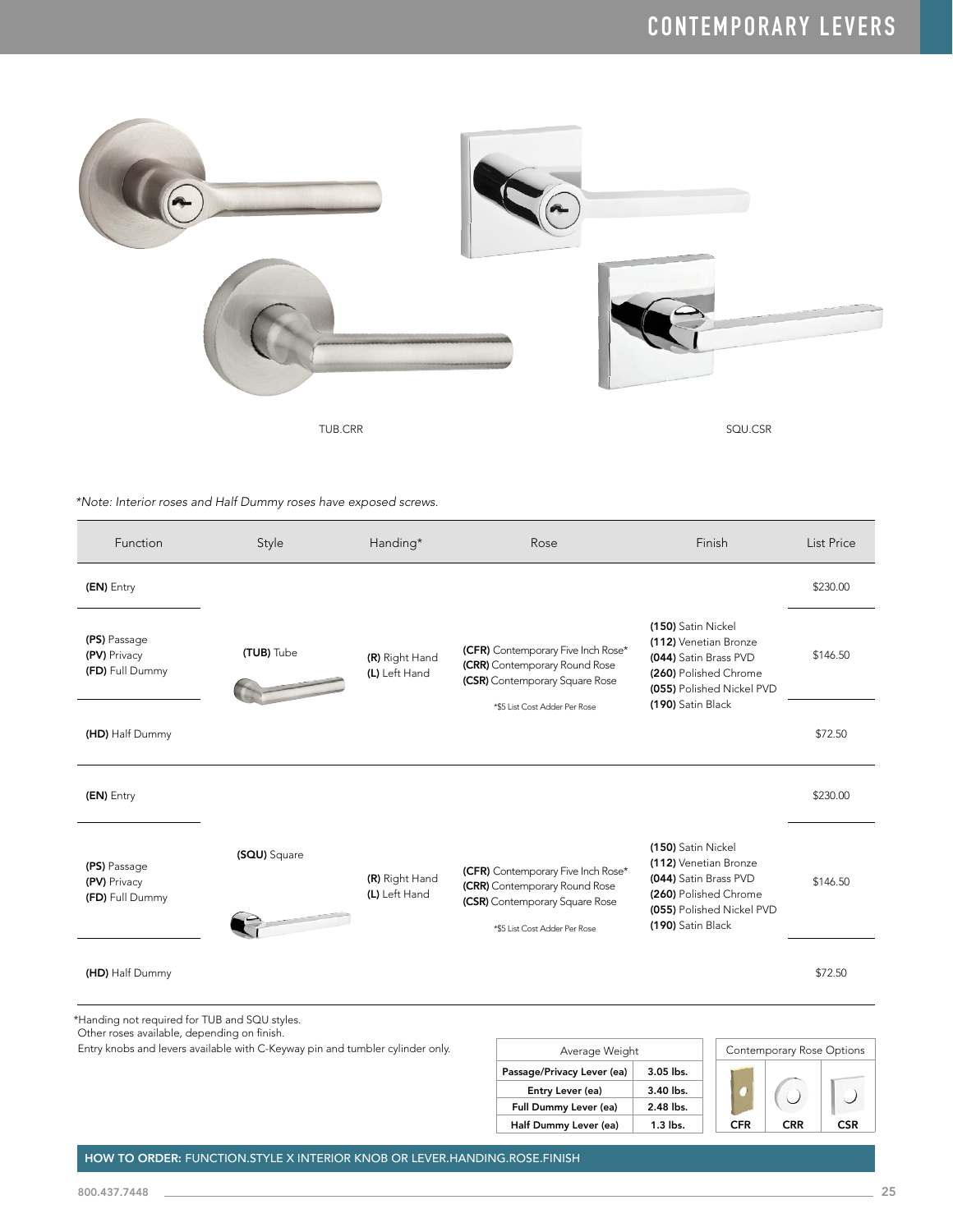# CONTEMPORARY LEVERS

TUB.CRR

SQU.CSR

*Note: Interior roses and Half Dummy roses have exposed screws.*

| Function | Style | Handing* | Rose | Finish | List Price |
|---|---|---|---|---|---|
| **(EN)** Entry | **(TUB)** Tube | **(R)** Right Hand<br>**(L)** Left Hand | **(CFR)** Contemporary Five Inch Rose*<br>**(CRR)** Contemporary Round Rose<br>**(CSR)** Contemporary Square Rose<br>*$5 List Cost Adder Per Rose | **(150)** Satin Nickel<br>**(112)** Venetian Bronze<br>**(044)** Satin Brass PVD<br>**(260)** Polished Chrome<br>**(055)** Polished Nickel PVD<br>**(190)** Satin Black | $230.00 |
| **(PS)** Passage<br>**(PV)** Privacy<br>**(FD)** Full Dummy | | | | | $146.50 |
| **(HD)** Half Dummy | | | | | $72.50 |
| **(EN)** Entry | **(SQU)** Square | **(R)** Right Hand<br>**(L)** Left Hand | **(CFR)** Contemporary Five Inch Rose*<br>**(CRR)** Contemporary Round Rose<br>**(CSR)** Contemporary Square Rose<br>*$5 List Cost Adder Per Rose | **(150)** Satin Nickel<br>**(112)** Venetian Bronze<br>**(044)** Satin Brass PVD<br>**(260)** Polished Chrome<br>**(055)** Polished Nickel PVD<br>**(190)** Satin Black | $230.00 |
| **(PS)** Passage<br>**(PV)** Privacy<br>**(FD)** Full Dummy | | | | | $146.50 |
| **(HD)** Half Dummy | | | | | $72.50 |

*Handing not required for TUB and SQU styles.
Other roses available, depending on finish.
Entry knobs and levers available with C-Keyway pin and tumbler cylinder only.

| Average Weight | |
|---|---|
| **Passage/Privacy Lever (ea)** | **3.05 lbs.** |
| **Entry Lever (ea)** | **3.40 lbs.** |
| **Full Dummy Lever (ea)** | **2.48 lbs.** |
| **Half Dummy Lever (ea)** | **1.3 lbs.** |

| Contemporary Rose Options | | |
|---|---|---|
| **CFR** | **CRR** | **CSR** |

**HOW TO ORDER:** FUNCTION.STYLE X INTERIOR KNOB OR LEVER.HANDING.ROSE.FINISH

800.437.7448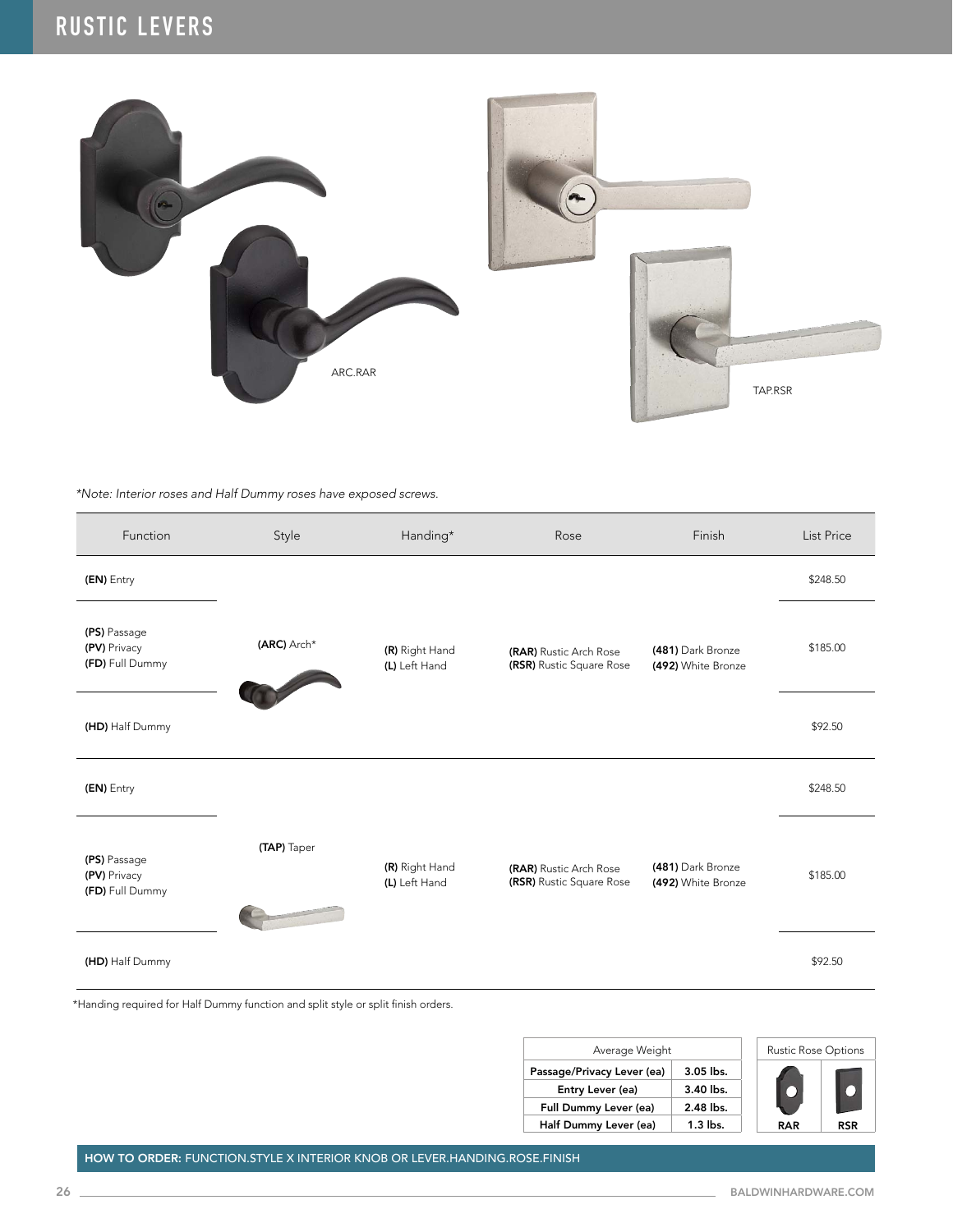# RUSTIC LEVERS

ARC.RAR

TAP.RSR

*Note: Interior roses and Half Dummy roses have exposed screws.*

| Function | Style | Handing* | Rose | Finish | List Price |
|---|---|---|---|---|---|
| **(EN)** Entry | **(ARC)** Arch* | **(R)** Right Hand<br>**(L)** Left Hand | **(RAR)** Rustic Arch Rose<br>**(RSR)** Rustic Square Rose | **(481)** Dark Bronze<br>**(492)** White Bronze | $248.50 |
| **(PS)** Passage<br>**(PV)** Privacy<br>**(FD)** Full Dummy | | | | | $185.00 |
| **(HD)** Half Dummy | | | | | $92.50 |
| **(EN)** Entry | **(TAP)** Taper | **(R)** Right Hand<br>**(L)** Left Hand | **(RAR)** Rustic Arch Rose<br>**(RSR)** Rustic Square Rose | **(481)** Dark Bronze<br>**(492)** White Bronze | $248.50 |
| **(PS)** Passage<br>**(PV)** Privacy<br>**(FD)** Full Dummy | | | | | $185.00 |
| **(HD)** Half Dummy | | | | | $92.50 |

*Handing required for Half Dummy function and split style or split finish orders.

| Average Weight | |
|---|---|
| **Passage/Privacy Lever (ea)** | **3.05 lbs.** |
| **Entry Lever (ea)** | **3.40 lbs.** |
| **Full Dummy Lever (ea)** | **2.48 lbs.** |
| **Half Dummy Lever (ea)** | **1.3 lbs.** |

| Rustic Rose Options | |
|---|---|
| **RAR** | **RSR** |

**HOW TO ORDER:** FUNCTION.STYLE X INTERIOR KNOB OR LEVER.HANDING.ROSE.FINISH

BALDWINHARDWARE.COM